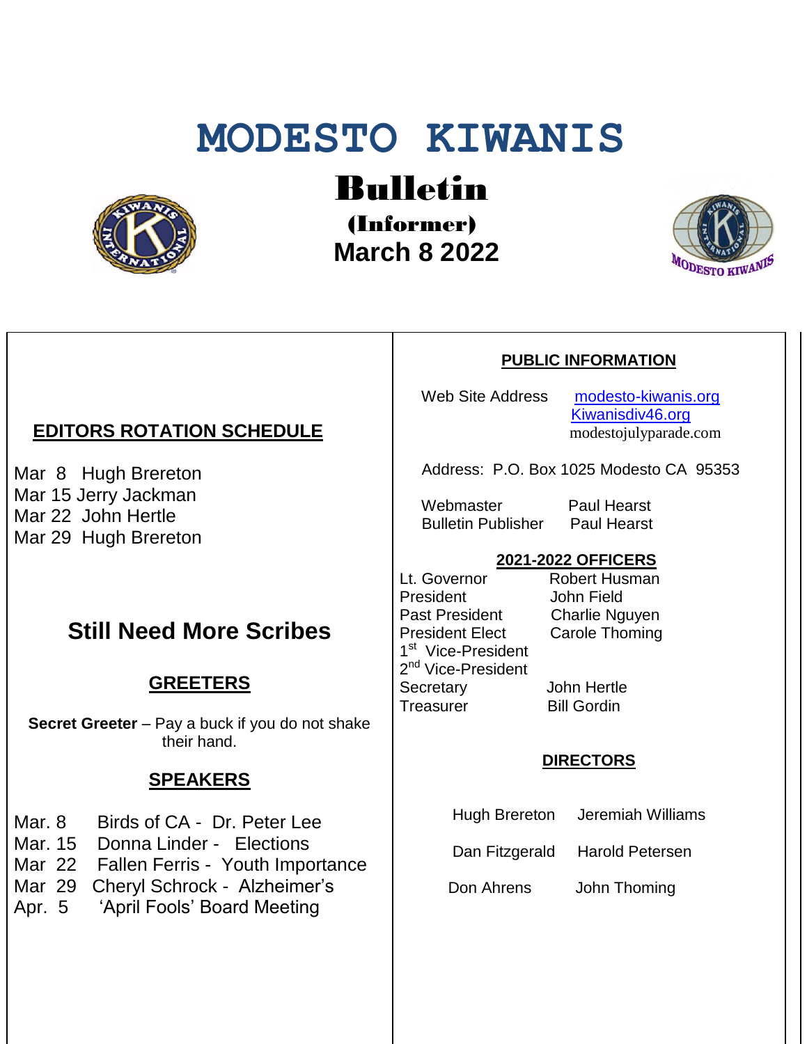# MODESTO KIWANIS

## Bulletin

### (Informer)

### March 8 2022

## EDITORS ROTATION SCHEDULE

Mar 8 Hugh Brereton
Mar 15 Jerry Jackman
Mar 22 John Hertle
Mar 29 Hugh Brereton

## Still Need More Scribes

## GREETERS

**Secret Greeter** – Pay a buck if you do not shake their hand.

## SPEAKERS

Mar. 8 Birds of CA - Dr. Peter Lee
Mar. 15 Donna Linder - Elections
Mar 22 Fallen Ferris - Youth Importance
Mar 29 Cheryl Schrock - Alzheimer's
Apr. 5 'April Fools' Board Meeting

## PUBLIC INFORMATION

Web Site Address [modesto-kiwanis.org](modesto-kiwanis.org)
[Kiwanisdiv46.org](Kiwanisdiv46.org)
modestojulyparade.com

Address: P.O. Box 1025 Modesto CA 95353

| | |
|---|---|
| Webmaster | Paul Hearst |
| Bulletin Publisher | Paul Hearst |

## 2021-2022 OFFICERS

| | |
|---|---|
| Lt. Governor | Robert Husman |
| President | John Field |
| Past President | Charlie Nguyen |
| President Elect | Carole Thoming |
| 1st Vice-President | |
| 2nd Vice-President | |
| Secretary | John Hertle |
| Treasurer | Bill Gordin |

## DIRECTORS

| | |
|---|---|
| Hugh Brereton | Jeremiah Williams |
| Dan Fitzgerald | Harold Petersen |
| Don Ahrens | John Thoming |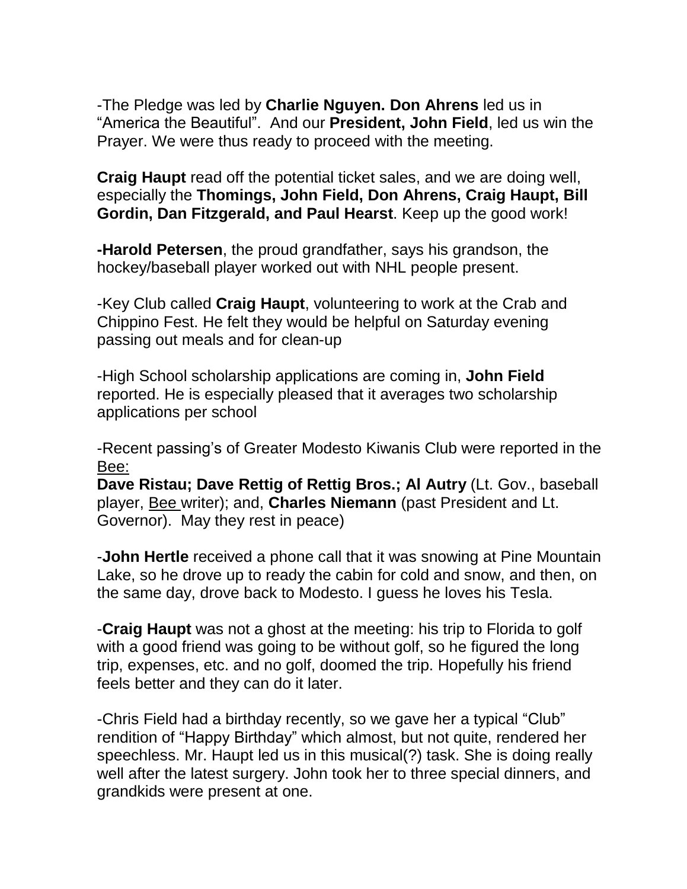-The Pledge was led by **Charlie Nguyen. Don Ahrens** led us in "America the Beautiful". And our **President, John Field**, led us win the Prayer. We were thus ready to proceed with the meeting.

**Craig Haupt** read off the potential ticket sales, and we are doing well, especially the **Thomings, John Field, Don Ahrens, Craig Haupt, Bill Gordin, Dan Fitzgerald, and Paul Hearst**. Keep up the good work!

**-Harold Petersen**, the proud grandfather, says his grandson, the hockey/baseball player worked out with NHL people present.

-Key Club called **Craig Haupt**, volunteering to work at the Crab and Chippino Fest. He felt they would be helpful on Saturday evening passing out meals and for clean-up

-High School scholarship applications are coming in, **John Field** reported. He is especially pleased that it averages two scholarship applications per school

-Recent passing's of Greater Modesto Kiwanis Club were reported in the Bee:
**Dave Ristau; Dave Rettig of Rettig Bros.; Al Autry** (Lt. Gov., baseball player, Bee writer); and, **Charles Niemann** (past President and Lt. Governor). May they rest in peace)

-**John Hertle** received a phone call that it was snowing at Pine Mountain Lake, so he drove up to ready the cabin for cold and snow, and then, on the same day, drove back to Modesto. I guess he loves his Tesla.

-**Craig Haupt** was not a ghost at the meeting: his trip to Florida to golf with a good friend was going to be without golf, so he figured the long trip, expenses, etc. and no golf, doomed the trip. Hopefully his friend feels better and they can do it later.

-Chris Field had a birthday recently, so we gave her a typical "Club" rendition of "Happy Birthday" which almost, but not quite, rendered her speechless. Mr. Haupt led us in this musical(?) task. She is doing really well after the latest surgery. John took her to three special dinners, and grandkids were present at one.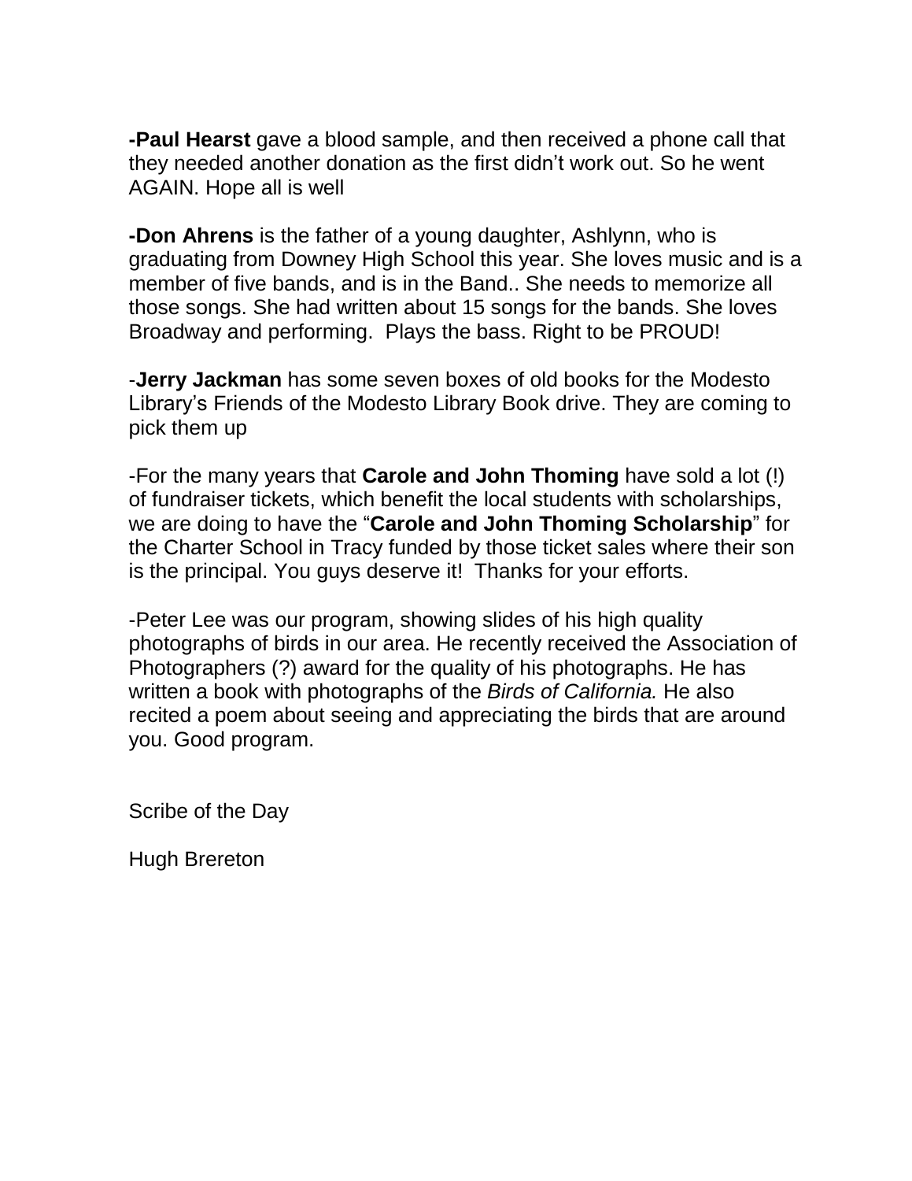**-Paul Hearst** gave a blood sample, and then received a phone call that they needed another donation as the first didn't work out. So he went AGAIN. Hope all is well

**-Don Ahrens** is the father of a young daughter, Ashlynn, who is graduating from Downey High School this year. She loves music and is a member of five bands, and is in the Band.. She needs to memorize all those songs. She had written about 15 songs for the bands. She loves Broadway and performing. Plays the bass. Right to be PROUD!

-**Jerry Jackman** has some seven boxes of old books for the Modesto Library's Friends of the Modesto Library Book drive. They are coming to pick them up

-For the many years that **Carole and John Thoming** have sold a lot (!) of fundraiser tickets, which benefit the local students with scholarships, we are doing to have the "**Carole and John Thoming Scholarship**" for the Charter School in Tracy funded by those ticket sales where their son is the principal. You guys deserve it! Thanks for your efforts.

-Peter Lee was our program, showing slides of his high quality photographs of birds in our area. He recently received the Association of Photographers (?) award for the quality of his photographs. He has written a book with photographs of the *Birds of California.* He also recited a poem about seeing and appreciating the birds that are around you. Good program.

Scribe of the Day

Hugh Brereton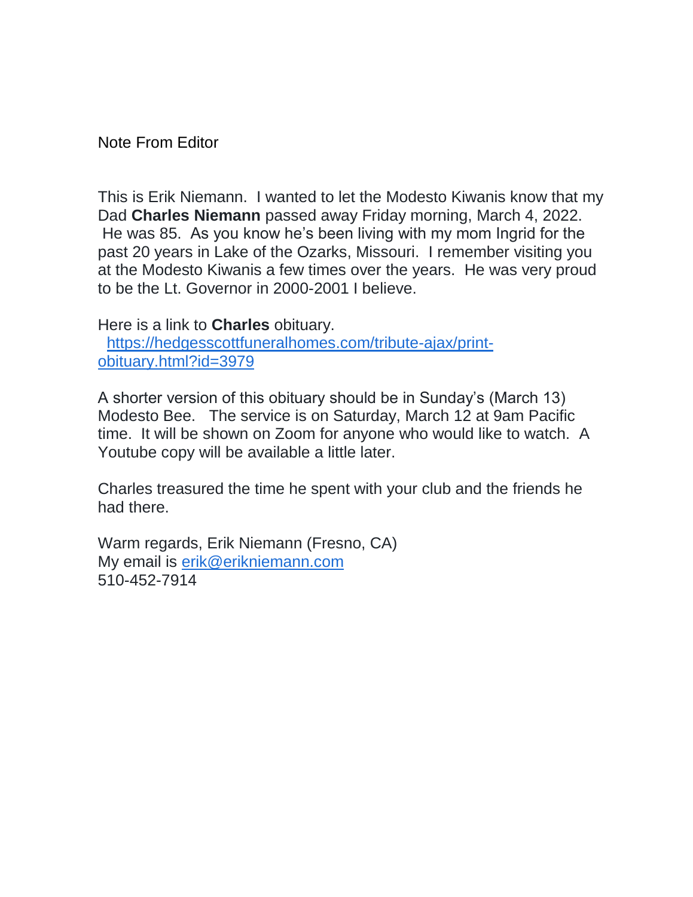Note From Editor

This is Erik Niemann. I wanted to let the Modesto Kiwanis know that my Dad **Charles Niemann** passed away Friday morning, March 4, 2022. He was 85. As you know he's been living with my mom Ingrid for the past 20 years in Lake of the Ozarks, Missouri. I remember visiting you at the Modesto Kiwanis a few times over the years. He was very proud to be the Lt. Governor in 2000-2001 I believe.

Here is a link to **Charles** obituary.
[https://hedgesscottfuneralhomes.com/tribute-ajax/print-obituary.html?id=3979](https://hedgesscottfuneralhomes.com/tribute-ajax/print-obituary.html?id=3979)

A shorter version of this obituary should be in Sunday's (March 13) Modesto Bee. The service is on Saturday, March 12 at 9am Pacific time. It will be shown on Zoom for anyone who would like to watch. A Youtube copy will be available a little later.

Charles treasured the time he spent with your club and the friends he had there.

Warm regards, Erik Niemann (Fresno, CA)
My email is [erik@erikniemann.com](mailto:erik@erikniemann.com)
510-452-7914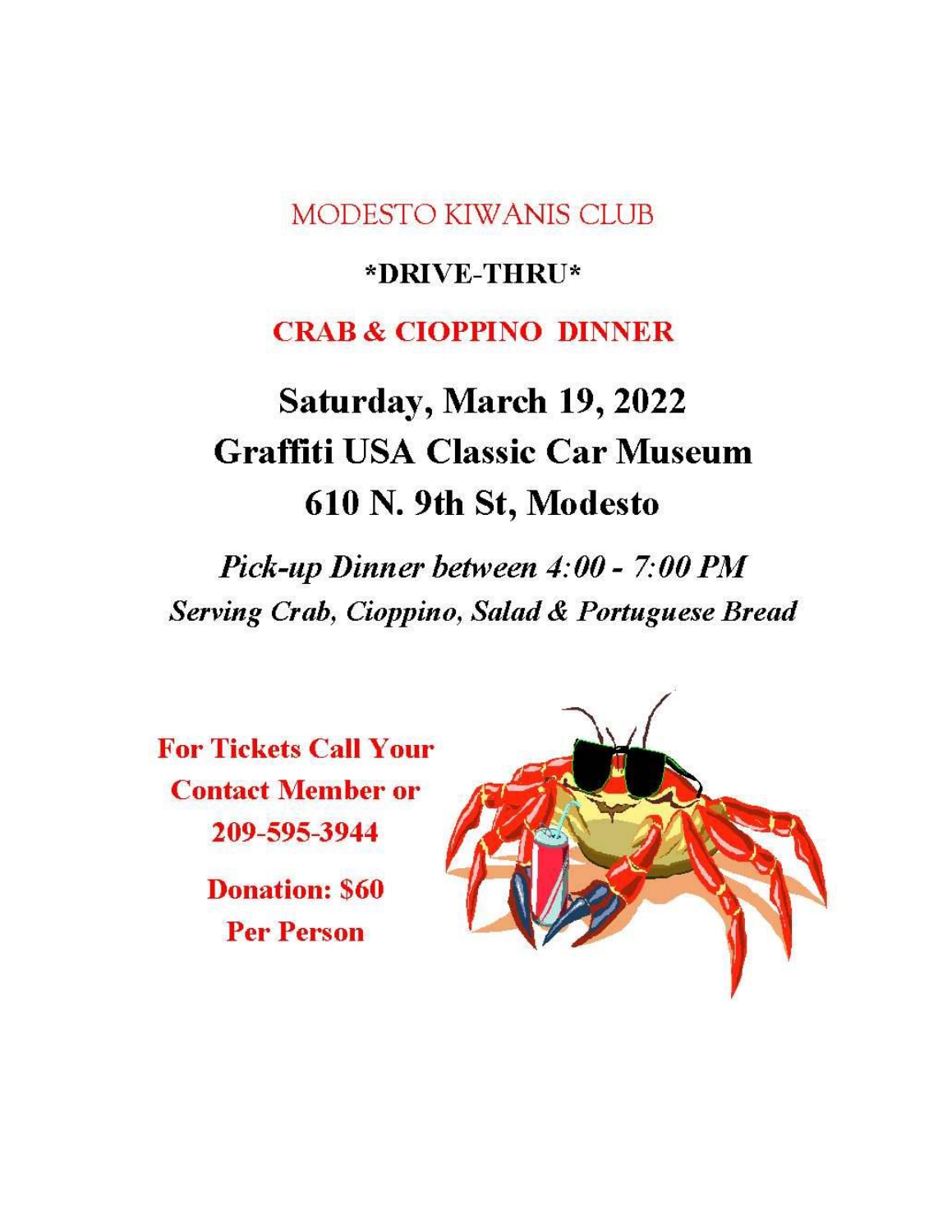MODESTO KIWANIS CLUB

**\*DRIVE-THRU\***

**CRAB & CIOPPINO DINNER**

# Saturday, March 19, 2022
# Graffiti USA Classic Car Museum
# 610 N. 9th St, Modesto

***Pick-up Dinner between 4:00 - 7:00 PM***

***Serving Crab, Cioppino, Salad & Portuguese Bread***

**For Tickets Call Your Contact Member or 209-595-3944**

**Donation: $60 Per Person**